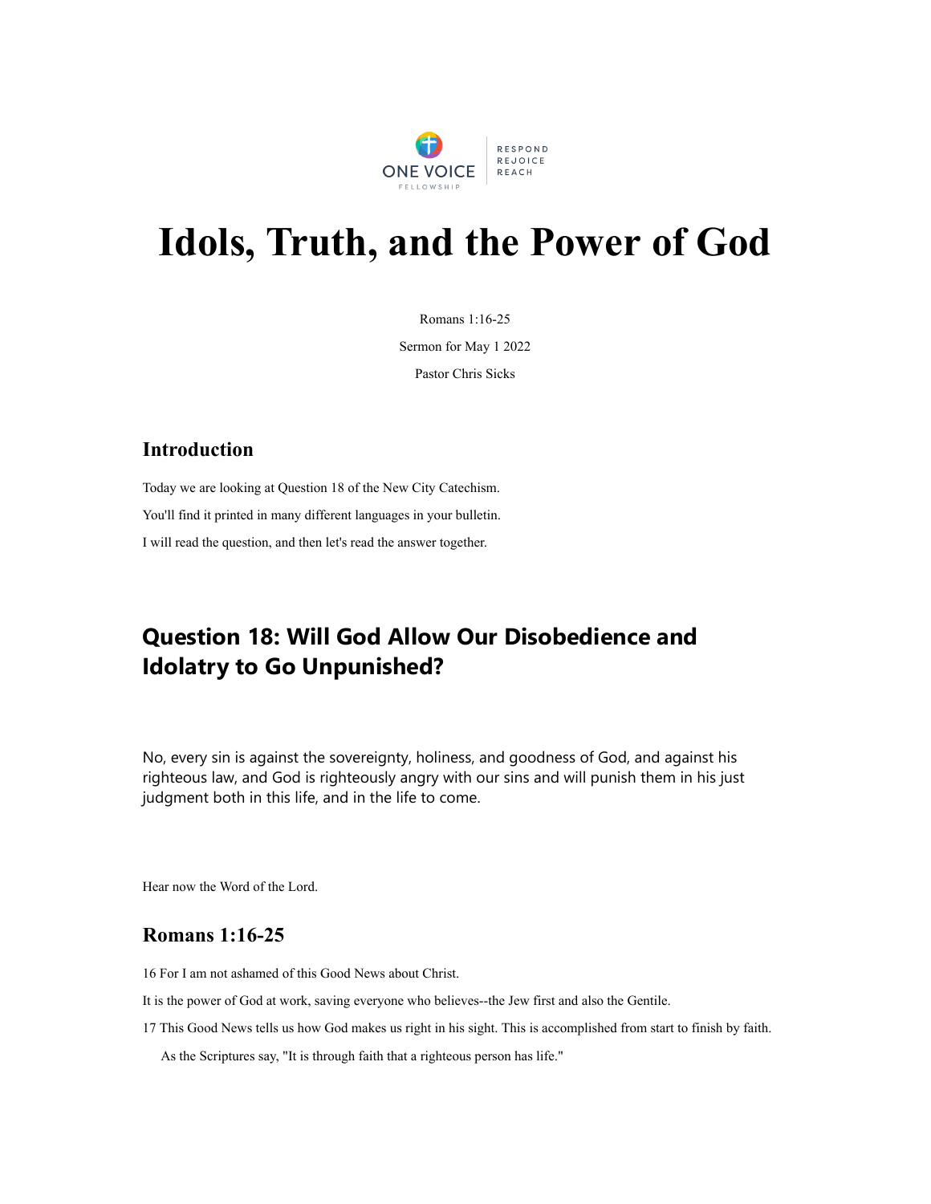# Idols, Truth, and the Power of God

Romans 1:16-25

Sermon for May 1 2022

Pastor Chris Sicks

## Introduction

Today we are looking at Question 18 of the New City Catechism.

You'll find it printed in many different languages in your bulletin.

I will read the question, and then let's read the answer together.

## Question 18: Will God Allow Our Disobedience and Idolatry to Go Unpunished?

No, every sin is against the sovereignty, holiness, and goodness of God, and against his righteous law, and God is righteously angry with our sins and will punish them in his just judgment both in this life, and in the life to come.

Hear now the Word of the Lord.

## Romans 1:16-25

16 For I am not ashamed of this Good News about Christ.

It is the power of God at work, saving everyone who believes--the Jew first and also the Gentile.

17 This Good News tells us how God makes us right in his sight. This is accomplished from start to finish by faith.

As the Scriptures say, "It is through faith that a righteous person has life."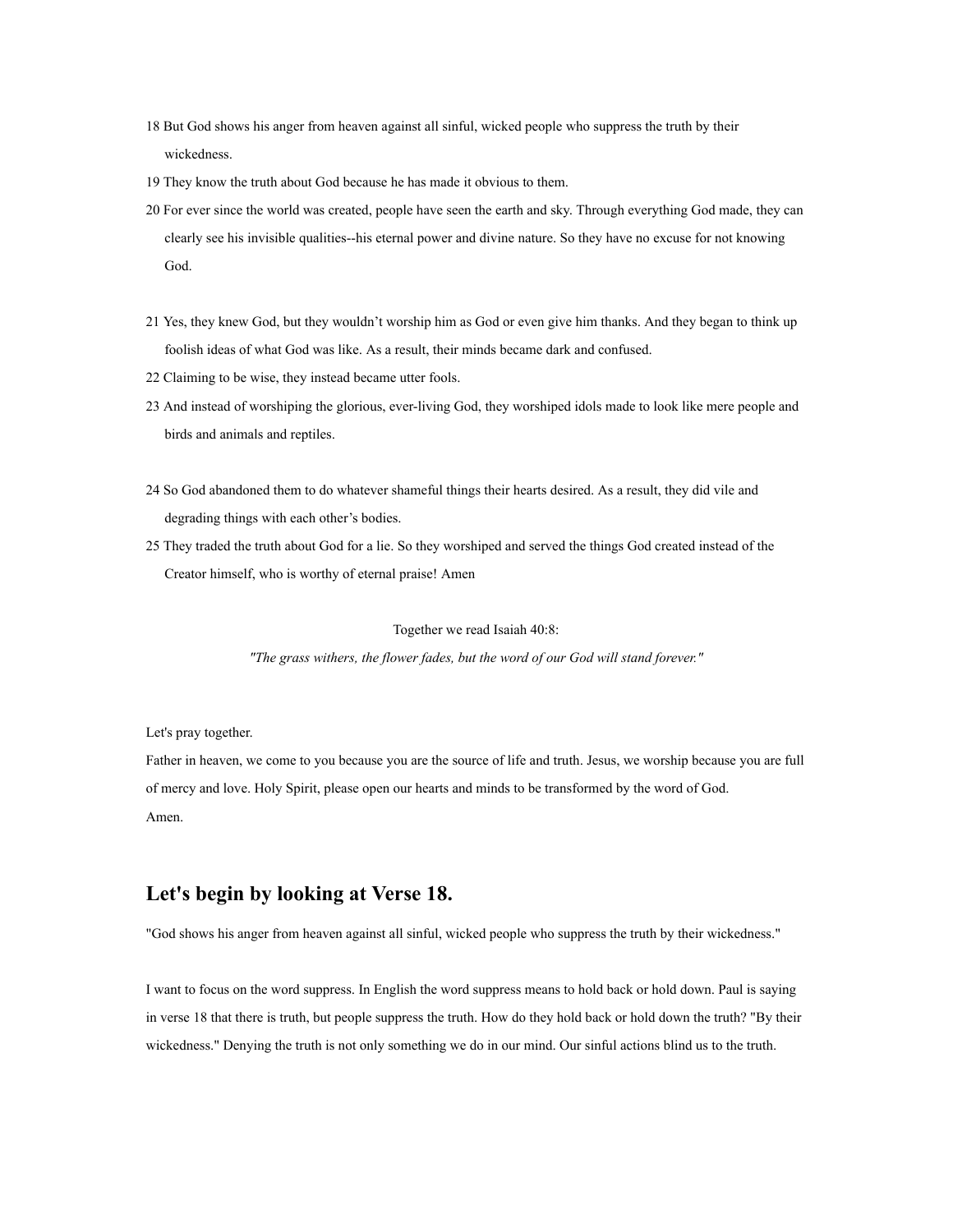18 But God shows his anger from heaven against all sinful, wicked people who suppress the truth by their wickedness.

19 They know the truth about God because he has made it obvious to them.

20 For ever since the world was created, people have seen the earth and sky. Through everything God made, they can clearly see his invisible qualities--his eternal power and divine nature. So they have no excuse for not knowing God.

21 Yes, they knew God, but they wouldn't worship him as God or even give him thanks. And they began to think up foolish ideas of what God was like. As a result, their minds became dark and confused.

22 Claiming to be wise, they instead became utter fools.

23 And instead of worshiping the glorious, ever-living God, they worshiped idols made to look like mere people and birds and animals and reptiles.

24 So God abandoned them to do whatever shameful things their hearts desired. As a result, they did vile and degrading things with each other's bodies.

25 They traded the truth about God for a lie. So they worshiped and served the things God created instead of the Creator himself, who is worthy of eternal praise! Amen

Together we read Isaiah 40:8:

*"The grass withers, the flower fades, but the word of our God will stand forever."*

Let's pray together.

Father in heaven, we come to you because you are the source of life and truth. Jesus, we worship because you are full of mercy and love. Holy Spirit, please open our hearts and minds to be transformed by the word of God.

Amen.

## Let's begin by looking at Verse 18.

"God shows his anger from heaven against all sinful, wicked people who suppress the truth by their wickedness."

I want to focus on the word suppress. In English the word suppress means to hold back or hold down. Paul is saying in verse 18 that there is truth, but people suppress the truth. How do they hold back or hold down the truth? "By their wickedness." Denying the truth is not only something we do in our mind. Our sinful actions blind us to the truth.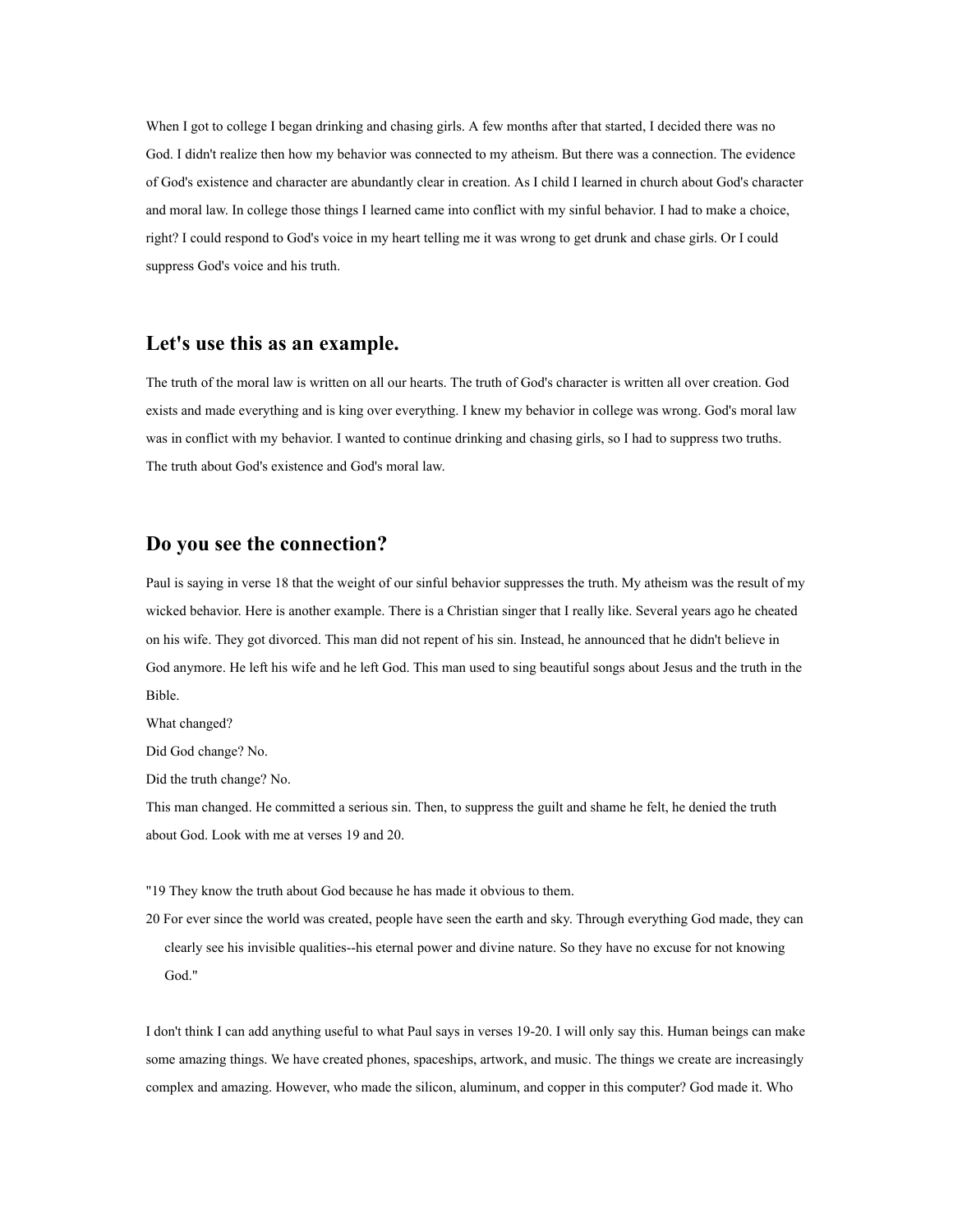When I got to college I began drinking and chasing girls. A few months after that started, I decided there was no God. I didn't realize then how my behavior was connected to my atheism. But there was a connection. The evidence of God's existence and character are abundantly clear in creation. As I child I learned in church about God's character and moral law. In college those things I learned came into conflict with my sinful behavior. I had to make a choice, right? I could respond to God's voice in my heart telling me it was wrong to get drunk and chase girls. Or I could suppress God's voice and his truth.

## Let's use this as an example.

The truth of the moral law is written on all our hearts. The truth of God's character is written all over creation. God exists and made everything and is king over everything. I knew my behavior in college was wrong. God's moral law was in conflict with my behavior. I wanted to continue drinking and chasing girls, so I had to suppress two truths. The truth about God's existence and God's moral law.

## Do you see the connection?

Paul is saying in verse 18 that the weight of our sinful behavior suppresses the truth. My atheism was the result of my wicked behavior. Here is another example. There is a Christian singer that I really like. Several years ago he cheated on his wife. They got divorced. This man did not repent of his sin. Instead, he announced that he didn't believe in God anymore. He left his wife and he left God. This man used to sing beautiful songs about Jesus and the truth in the Bible.

What changed?

Did God change? No.

Did the truth change? No.

This man changed. He committed a serious sin. Then, to suppress the guilt and shame he felt, he denied the truth about God. Look with me at verses 19 and 20.

"19 They know the truth about God because he has made it obvious to them.

20 For ever since the world was created, people have seen the earth and sky. Through everything God made, they can clearly see his invisible qualities--his eternal power and divine nature. So they have no excuse for not knowing God."

I don't think I can add anything useful to what Paul says in verses 19-20. I will only say this. Human beings can make some amazing things. We have created phones, spaceships, artwork, and music. The things we create are increasingly complex and amazing. However, who made the silicon, aluminum, and copper in this computer? God made it. Who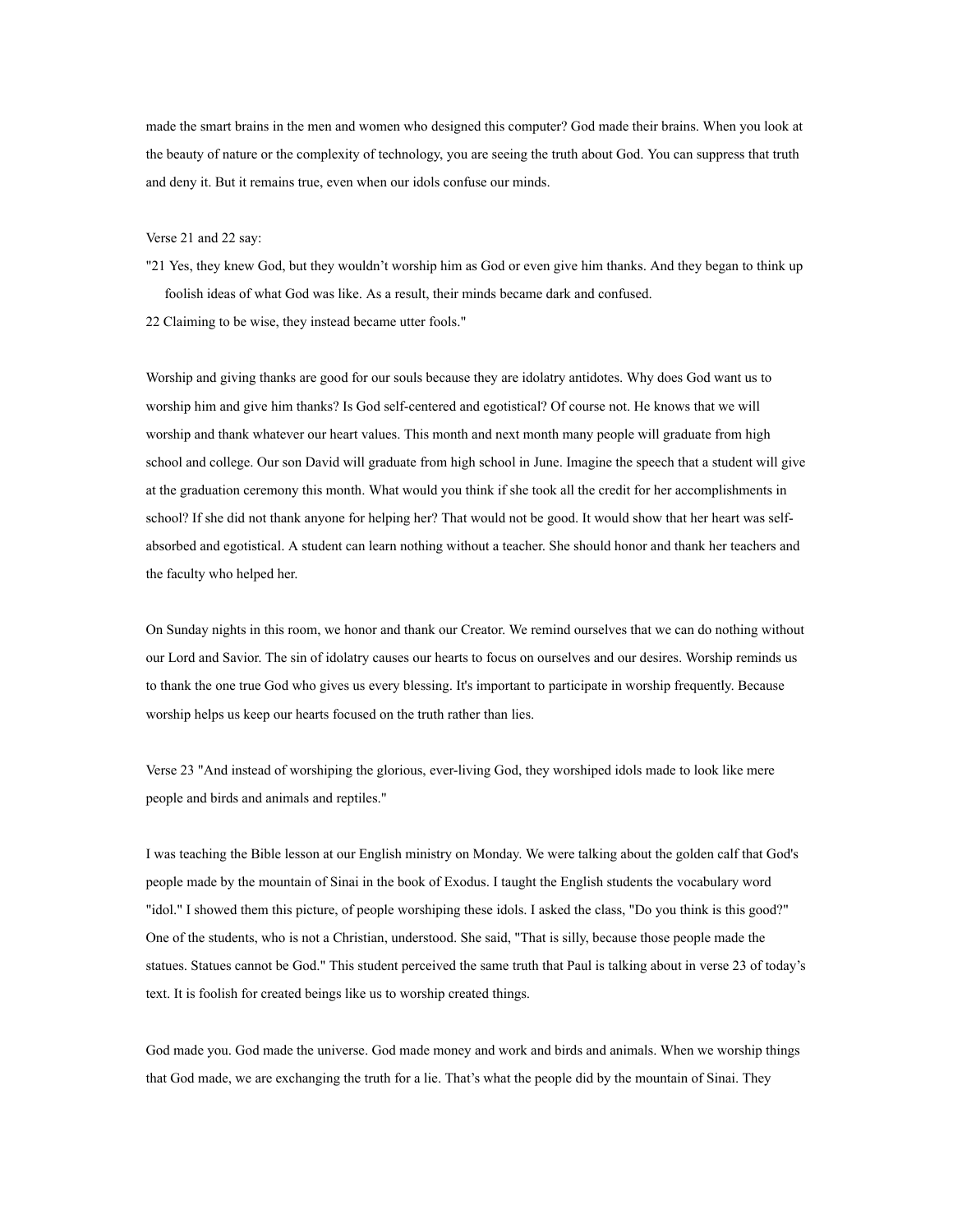made the smart brains in the men and women who designed this computer? God made their brains. When you look at the beauty of nature or the complexity of technology, you are seeing the truth about God. You can suppress that truth and deny it. But it remains true, even when our idols confuse our minds.

Verse 21 and 22 say:

"21 Yes, they knew God, but they wouldn't worship him as God or even give him thanks. And they began to think up foolish ideas of what God was like. As a result, their minds became dark and confused.

22 Claiming to be wise, they instead became utter fools."

Worship and giving thanks are good for our souls because they are idolatry antidotes. Why does God want us to worship him and give him thanks? Is God self-centered and egotistical? Of course not. He knows that we will worship and thank whatever our heart values. This month and next month many people will graduate from high school and college. Our son David will graduate from high school in June. Imagine the speech that a student will give at the graduation ceremony this month. What would you think if she took all the credit for her accomplishments in school? If she did not thank anyone for helping her? That would not be good. It would show that her heart was self-absorbed and egotistical. A student can learn nothing without a teacher. She should honor and thank her teachers and the faculty who helped her.

On Sunday nights in this room, we honor and thank our Creator. We remind ourselves that we can do nothing without our Lord and Savior. The sin of idolatry causes our hearts to focus on ourselves and our desires. Worship reminds us to thank the one true God who gives us every blessing. It's important to participate in worship frequently. Because worship helps us keep our hearts focused on the truth rather than lies.

Verse 23 "And instead of worshiping the glorious, ever-living God, they worshiped idols made to look like mere people and birds and animals and reptiles."

I was teaching the Bible lesson at our English ministry on Monday. We were talking about the golden calf that God's people made by the mountain of Sinai in the book of Exodus. I taught the English students the vocabulary word "idol." I showed them this picture, of people worshiping these idols. I asked the class, "Do you think is this good?" One of the students, who is not a Christian, understood. She said, "That is silly, because those people made the statues. Statues cannot be God." This student perceived the same truth that Paul is talking about in verse 23 of today's text. It is foolish for created beings like us to worship created things.

God made you. God made the universe. God made money and work and birds and animals. When we worship things that God made, we are exchanging the truth for a lie. That's what the people did by the mountain of Sinai. They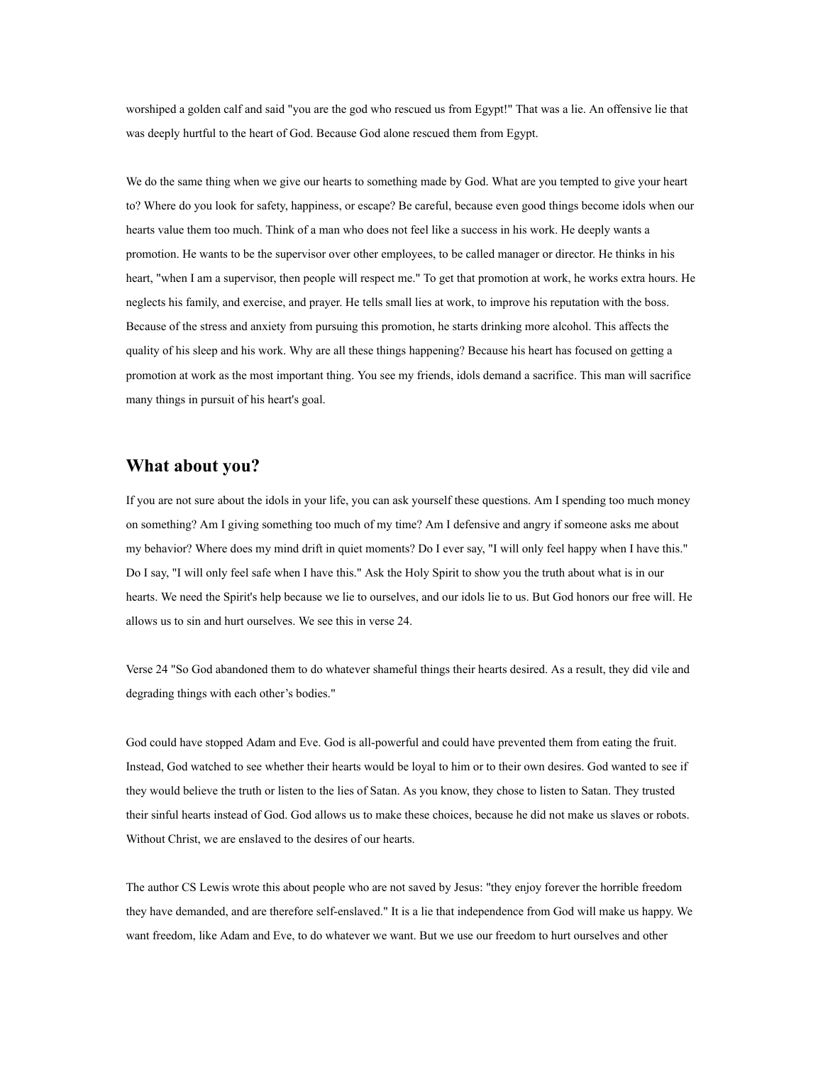worshiped a golden calf and said "you are the god who rescued us from Egypt!" That was a lie. An offensive lie that was deeply hurtful to the heart of God. Because God alone rescued them from Egypt.

We do the same thing when we give our hearts to something made by God. What are you tempted to give your heart to? Where do you look for safety, happiness, or escape? Be careful, because even good things become idols when our hearts value them too much. Think of a man who does not feel like a success in his work. He deeply wants a promotion. He wants to be the supervisor over other employees, to be called manager or director. He thinks in his heart, "when I am a supervisor, then people will respect me." To get that promotion at work, he works extra hours. He neglects his family, and exercise, and prayer. He tells small lies at work, to improve his reputation with the boss. Because of the stress and anxiety from pursuing this promotion, he starts drinking more alcohol. This affects the quality of his sleep and his work. Why are all these things happening? Because his heart has focused on getting a promotion at work as the most important thing. You see my friends, idols demand a sacrifice. This man will sacrifice many things in pursuit of his heart's goal.

## What about you?

If you are not sure about the idols in your life, you can ask yourself these questions. Am I spending too much money on something? Am I giving something too much of my time? Am I defensive and angry if someone asks me about my behavior? Where does my mind drift in quiet moments? Do I ever say, "I will only feel happy when I have this." Do I say, "I will only feel safe when I have this." Ask the Holy Spirit to show you the truth about what is in our hearts. We need the Spirit's help because we lie to ourselves, and our idols lie to us. But God honors our free will. He allows us to sin and hurt ourselves. We see this in verse 24.

Verse 24 "So God abandoned them to do whatever shameful things their hearts desired. As a result, they did vile and degrading things with each other's bodies."

God could have stopped Adam and Eve. God is all-powerful and could have prevented them from eating the fruit. Instead, God watched to see whether their hearts would be loyal to him or to their own desires. God wanted to see if they would believe the truth or listen to the lies of Satan. As you know, they chose to listen to Satan. They trusted their sinful hearts instead of God. God allows us to make these choices, because he did not make us slaves or robots. Without Christ, we are enslaved to the desires of our hearts.

The author CS Lewis wrote this about people who are not saved by Jesus: "they enjoy forever the horrible freedom they have demanded, and are therefore self-enslaved." It is a lie that independence from God will make us happy. We want freedom, like Adam and Eve, to do whatever we want. But we use our freedom to hurt ourselves and other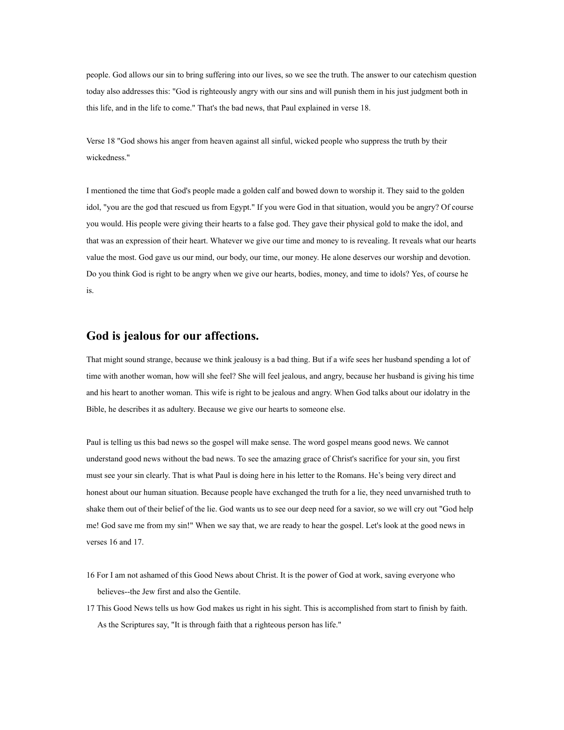people. God allows our sin to bring suffering into our lives, so we see the truth. The answer to our catechism question today also addresses this: "God is righteously angry with our sins and will punish them in his just judgment both in this life, and in the life to come." That's the bad news, that Paul explained in verse 18.

Verse 18 "God shows his anger from heaven against all sinful, wicked people who suppress the truth by their wickedness."

I mentioned the time that God's people made a golden calf and bowed down to worship it. They said to the golden idol, "you are the god that rescued us from Egypt." If you were God in that situation, would you be angry? Of course you would. His people were giving their hearts to a false god. They gave their physical gold to make the idol, and that was an expression of their heart. Whatever we give our time and money to is revealing. It reveals what our hearts value the most. God gave us our mind, our body, our time, our money. He alone deserves our worship and devotion. Do you think God is right to be angry when we give our hearts, bodies, money, and time to idols? Yes, of course he is.

## God is jealous for our affections.

That might sound strange, because we think jealousy is a bad thing. But if a wife sees her husband spending a lot of time with another woman, how will she feel? She will feel jealous, and angry, because her husband is giving his time and his heart to another woman. This wife is right to be jealous and angry. When God talks about our idolatry in the Bible, he describes it as adultery. Because we give our hearts to someone else.

Paul is telling us this bad news so the gospel will make sense. The word gospel means good news. We cannot understand good news without the bad news. To see the amazing grace of Christ's sacrifice for your sin, you first must see your sin clearly. That is what Paul is doing here in his letter to the Romans. He's being very direct and honest about our human situation. Because people have exchanged the truth for a lie, they need unvarnished truth to shake them out of their belief of the lie. God wants us to see our deep need for a savior, so we will cry out "God help me! God save me from my sin!" When we say that, we are ready to hear the gospel. Let's look at the good news in verses 16 and 17.

16 For I am not ashamed of this Good News about Christ. It is the power of God at work, saving everyone who believes--the Jew first and also the Gentile.

17 This Good News tells us how God makes us right in his sight. This is accomplished from start to finish by faith. As the Scriptures say, "It is through faith that a righteous person has life."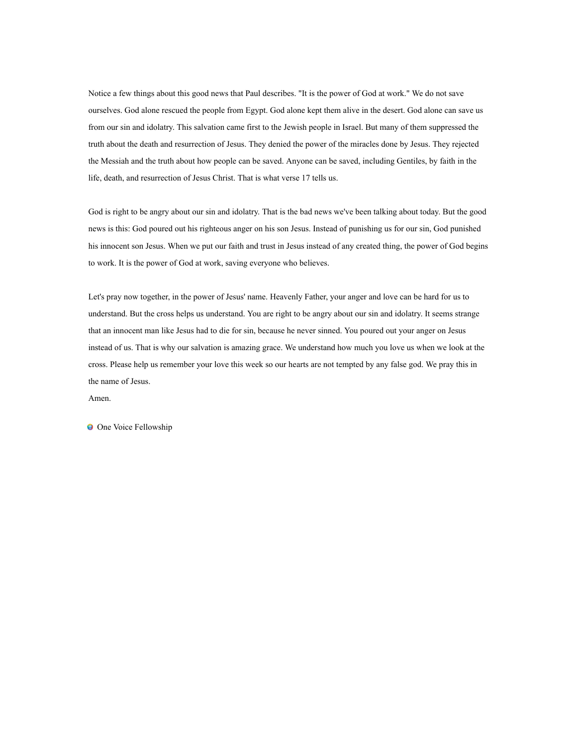Notice a few things about this good news that Paul describes. "It is the power of God at work." We do not save ourselves. God alone rescued the people from Egypt. God alone kept them alive in the desert. God alone can save us from our sin and idolatry. This salvation came first to the Jewish people in Israel. But many of them suppressed the truth about the death and resurrection of Jesus. They denied the power of the miracles done by Jesus. They rejected the Messiah and the truth about how people can be saved. Anyone can be saved, including Gentiles, by faith in the life, death, and resurrection of Jesus Christ. That is what verse 17 tells us.

God is right to be angry about our sin and idolatry. That is the bad news we've been talking about today. But the good news is this: God poured out his righteous anger on his son Jesus. Instead of punishing us for our sin, God punished his innocent son Jesus. When we put our faith and trust in Jesus instead of any created thing, the power of God begins to work. It is the power of God at work, saving everyone who believes.

Let's pray now together, in the power of Jesus' name. Heavenly Father, your anger and love can be hard for us to understand. But the cross helps us understand. You are right to be angry about our sin and idolatry. It seems strange that an innocent man like Jesus had to die for sin, because he never sinned. You poured out your anger on Jesus instead of us. That is why our salvation is amazing grace. We understand how much you love us when we look at the cross. Please help us remember your love this week so our hearts are not tempted by any false god. We pray this in the name of Jesus.
Amen.

One Voice Fellowship